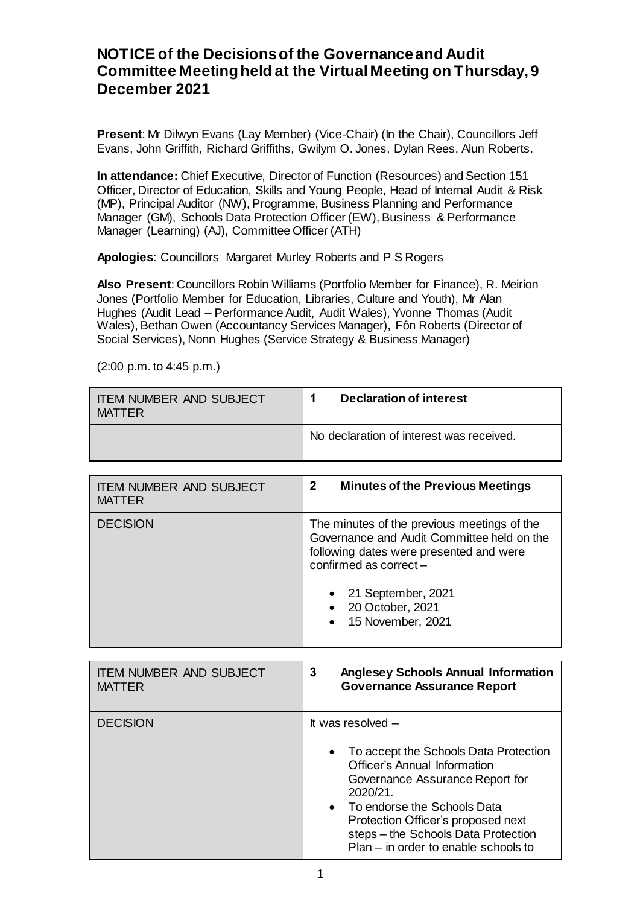# NOTICE of the Decisions of the Governance and Audit Committee Meeting held at the Virtual Meeting on Thursday, 9 December 2021

**Present**: Mr Dilwyn Evans (Lay Member) (Vice-Chair) (In the Chair), Councillors Jeff Evans, John Griffith, Richard Griffiths, Gwilym O. Jones, Dylan Rees, Alun Roberts.

**In attendance:** Chief Executive, Director of Function (Resources) and Section 151 Officer, Director of Education, Skills and Young People, Head of Internal Audit & Risk (MP), Principal Auditor (NW), Programme, Business Planning and Performance Manager (GM), Schools Data Protection Officer (EW), Business & Performance Manager (Learning) (AJ), Committee Officer (ATH)

**Apologies**: Councillors Margaret Murley Roberts and P S Rogers

**Also Present**: Councillors Robin Williams (Portfolio Member for Finance), R. Meirion Jones (Portfolio Member for Education, Libraries, Culture and Youth), Mr Alan Hughes (Audit Lead – Performance Audit, Audit Wales), Yvonne Thomas (Audit Wales), Bethan Owen (Accountancy Services Manager), Fôn Roberts (Director of Social Services), Nonn Hughes (Service Strategy & Business Manager)

(2:00 p.m. to 4:45 p.m.)

| ITEM NUMBER AND SUBJECT MATTER | **1 Declaration of interest** |
|---|---|
| | No declaration of interest was received. |

| ITEM NUMBER AND SUBJECT MATTER | **2 Minutes of the Previous Meetings** |
|---|---|
| DECISION | The minutes of the previous meetings of the Governance and Audit Committee held on the following dates were presented and were confirmed as correct – <br><br>• 21 September, 2021<br>• 20 October, 2021<br>• 15 November, 2021 |

| ITEM NUMBER AND SUBJECT MATTER | **3 Anglesey Schools Annual Information Governance Assurance Report** |
|---|---|
| DECISION | It was resolved – <br><br>• To accept the Schools Data Protection Officer's Annual Information Governance Assurance Report for 2020/21.<br>• To endorse the Schools Data Protection Officer's proposed next steps – the Schools Data Protection Plan – in order to enable schools to |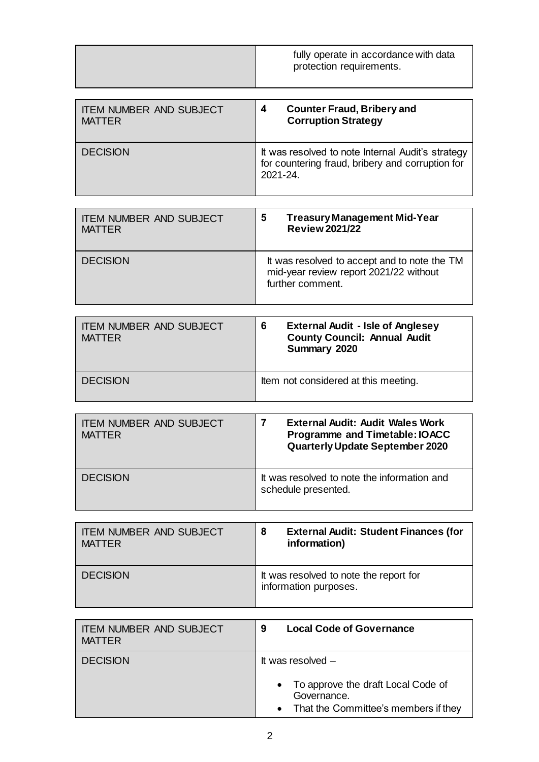| | |
|---|---|
| | fully operate in accordance with data protection requirements. |

| | |
|---|---|
| ITEM NUMBER AND SUBJECT MATTER | **4 Counter Fraud, Bribery and Corruption Strategy** |
| DECISION | It was resolved to note Internal Audit's strategy for countering fraud, bribery and corruption for 2021-24. |

| | |
|---|---|
| ITEM NUMBER AND SUBJECT MATTER | **5 Treasury Management Mid-Year Review 2021/22** |
| DECISION | It was resolved to accept and to note the TM mid-year review report 2021/22 without further comment. |

| | |
|---|---|
| ITEM NUMBER AND SUBJECT MATTER | **6 External Audit - Isle of Anglesey County Council: Annual Audit Summary 2020** |
| DECISION | Item not considered at this meeting. |

| | |
|---|---|
| ITEM NUMBER AND SUBJECT MATTER | **7 External Audit: Audit Wales Work Programme and Timetable: IOACC Quarterly Update September 2020** |
| DECISION | It was resolved to note the information and schedule presented. |

| | |
|---|---|
| ITEM NUMBER AND SUBJECT MATTER | **8 External Audit: Student Finances (for information)** |
| DECISION | It was resolved to note the report for information purposes. |

| | |
|---|---|
| ITEM NUMBER AND SUBJECT MATTER | **9 Local Code of Governance** |
| DECISION | It was resolved – <br>• To approve the draft Local Code of Governance.<br>• That the Committee's members if they |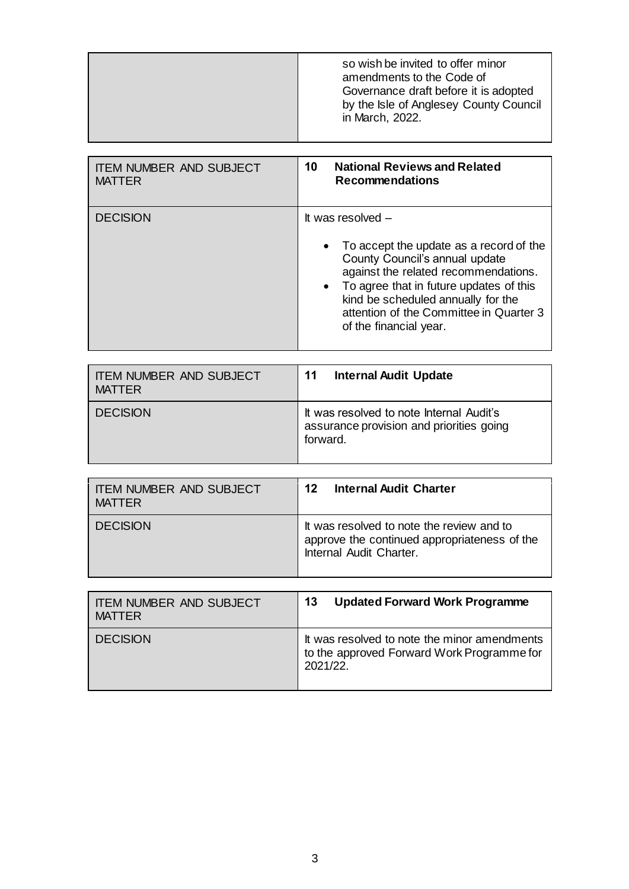| | |
|---|---|
| | so wish be invited to offer minor amendments to the Code of Governance draft before it is adopted by the Isle of Anglesey County Council in March, 2022. |

| ITEM NUMBER AND SUBJECT MATTER | **10 National Reviews and Related Recommendations** |
|---|---|
| DECISION | It was resolved – <br>• To accept the update as a record of the County Council's annual update against the related recommendations.<br>• To agree that in future updates of this kind be scheduled annually for the attention of the Committee in Quarter 3 of the financial year. |

| ITEM NUMBER AND SUBJECT MATTER | **11 Internal Audit Update** |
|---|---|
| DECISION | It was resolved to note Internal Audit's assurance provision and priorities going forward. |

| ITEM NUMBER AND SUBJECT MATTER | **12 Internal Audit Charter** |
|---|---|
| DECISION | It was resolved to note the review and to approve the continued appropriateness of the Internal Audit Charter. |

| ITEM NUMBER AND SUBJECT MATTER | **13 Updated Forward Work Programme** |
|---|---|
| DECISION | It was resolved to note the minor amendments to the approved Forward Work Programme for 2021/22. |